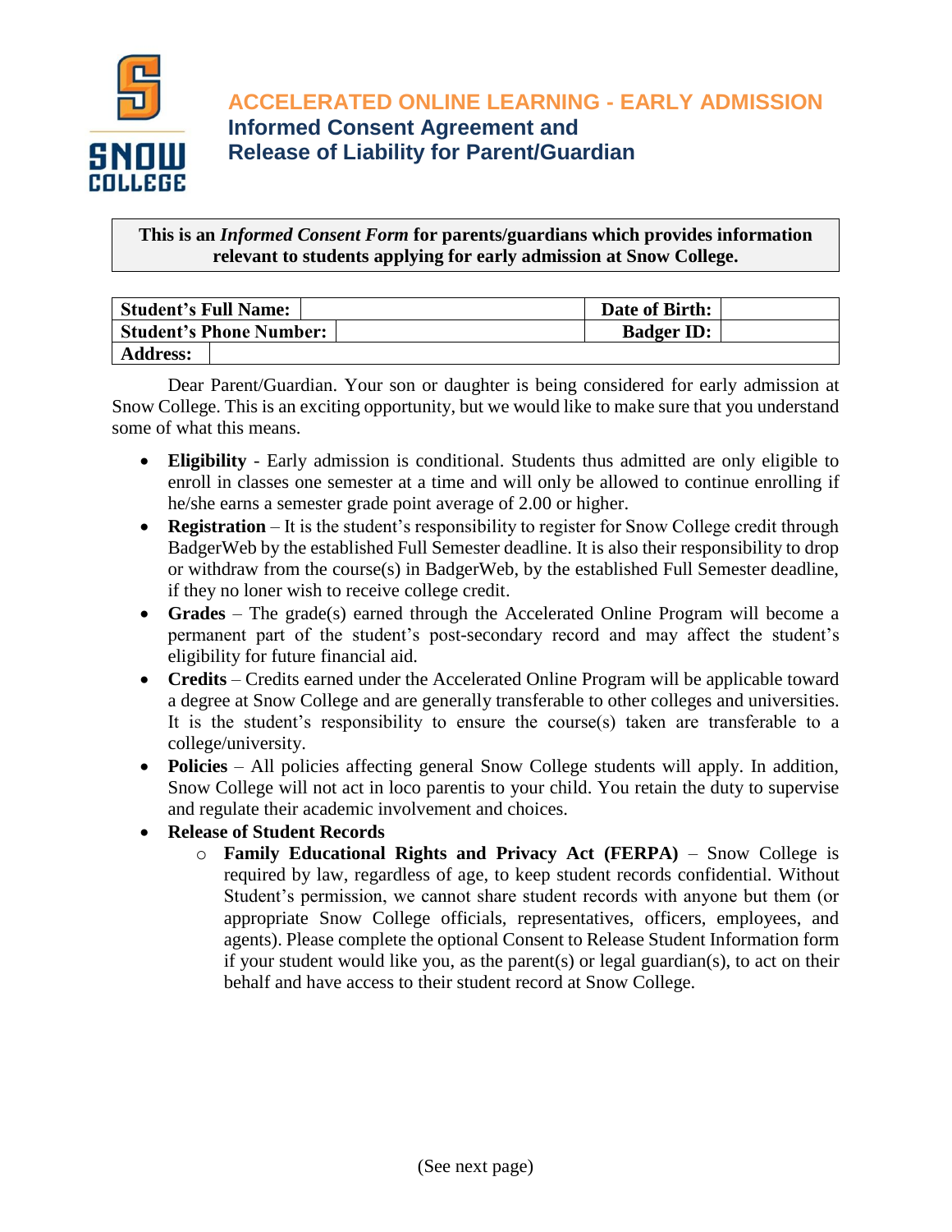# ACCELERATED ONLINE LEARNING - EARLY ADMISSION

## Informed Consent Agreement and Release of Liability for Parent/Guardian

**This is an *Informed Consent Form* for parents/guardians which provides information relevant to students applying for early admission at Snow College.**

| **Student's Full Name:** | | **Date of Birth:** | |
|---|---|---|---|
| **Student's Phone Number:** | | **Badger ID:** | |
| **Address:** | | | |

Dear Parent/Guardian. Your son or daughter is being considered for early admission at Snow College. This is an exciting opportunity, but we would like to make sure that you understand some of what this means.

- **Eligibility** - Early admission is conditional. Students thus admitted are only eligible to enroll in classes one semester at a time and will only be allowed to continue enrolling if he/she earns a semester grade point average of 2.00 or higher.
- **Registration** – It is the student's responsibility to register for Snow College credit through BadgerWeb by the established Full Semester deadline. It is also their responsibility to drop or withdraw from the course(s) in BadgerWeb, by the established Full Semester deadline, if they no loner wish to receive college credit.
- **Grades** – The grade(s) earned through the Accelerated Online Program will become a permanent part of the student's post-secondary record and may affect the student's eligibility for future financial aid.
- **Credits** – Credits earned under the Accelerated Online Program will be applicable toward a degree at Snow College and are generally transferable to other colleges and universities. It is the student's responsibility to ensure the course(s) taken are transferable to a college/university.
- **Policies** – All policies affecting general Snow College students will apply. In addition, Snow College will not act in loco parentis to your child. You retain the duty to supervise and regulate their academic involvement and choices.
- **Release of Student Records**
  - **Family Educational Rights and Privacy Act (FERPA)** – Snow College is required by law, regardless of age, to keep student records confidential. Without Student's permission, we cannot share student records with anyone but them (or appropriate Snow College officials, representatives, officers, employees, and agents). Please complete the optional Consent to Release Student Information form if your student would like you, as the parent(s) or legal guardian(s), to act on their behalf and have access to their student record at Snow College.

(See next page)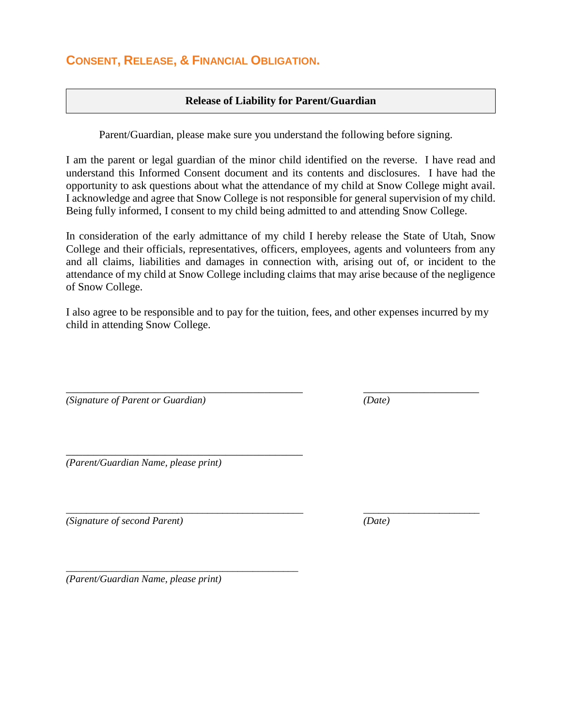## CONSENT, RELEASE, & FINANCIAL OBLIGATION.

**Release of Liability for Parent/Guardian**

Parent/Guardian, please make sure you understand the following before signing.

I am the parent or legal guardian of the minor child identified on the reverse. I have read and understand this Informed Consent document and its contents and disclosures. I have had the opportunity to ask questions about what the attendance of my child at Snow College might avail. I acknowledge and agree that Snow College is not responsible for general supervision of my child. Being fully informed, I consent to my child being admitted to and attending Snow College.

In consideration of the early admittance of my child I hereby release the State of Utah, Snow College and their officials, representatives, officers, employees, agents and volunteers from any and all claims, liabilities and damages in connection with, arising out of, or incident to the attendance of my child at Snow College including claims that may arise because of the negligence of Snow College.

I also agree to be responsible and to pay for the tuition, fees, and other expenses incurred by my child in attending Snow College.

_____________________________________________ &nbsp;&nbsp;&nbsp;&nbsp;&nbsp;&nbsp; ______________________
*(Signature of Parent or Guardian)* &nbsp;&nbsp;&nbsp;&nbsp;&nbsp;&nbsp; *(Date)*

_____________________________________________
*(Parent/Guardian Name, please print)*

_____________________________________________ &nbsp;&nbsp;&nbsp;&nbsp;&nbsp;&nbsp; ______________________
*(Signature of second Parent)* &nbsp;&nbsp;&nbsp;&nbsp;&nbsp;&nbsp; *(Date)*

_____________________________________________
*(Parent/Guardian Name, please print)*